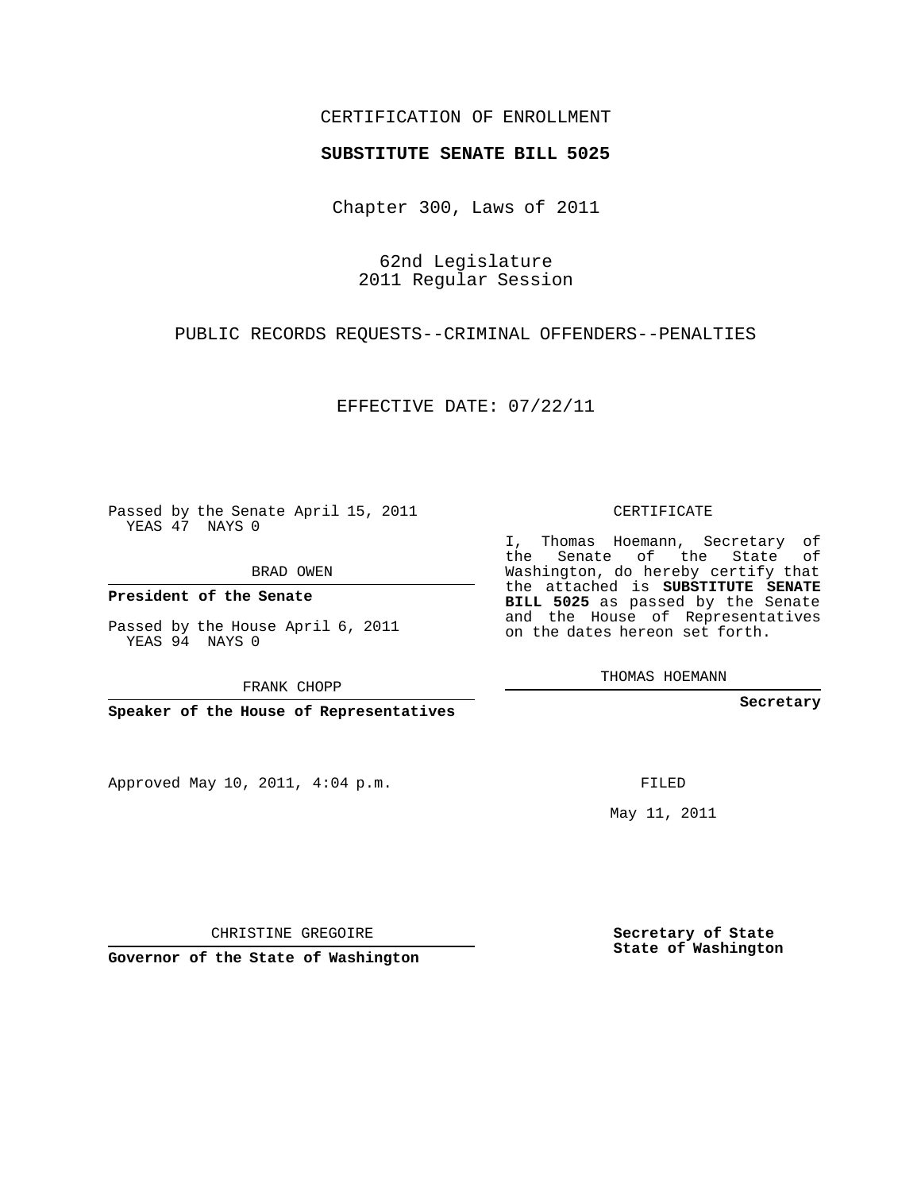CERTIFICATION OF ENROLLMENT

**SUBSTITUTE SENATE BILL 5025**

Chapter 300, Laws of 2011

62nd Legislature
2011 Regular Session

PUBLIC RECORDS REQUESTS--CRIMINAL OFFENDERS--PENALTIES

EFFECTIVE DATE: 07/22/11

Passed by the Senate April 15, 2011
YEAS 47 NAYS 0

BRAD OWEN

**President of the Senate**

Passed by the House April 6, 2011
YEAS 94 NAYS 0

FRANK CHOPP

**Speaker of the House of Representatives**

CERTIFICATE

I, Thomas Hoemann, Secretary of the Senate of the State of Washington, do hereby certify that the attached is **SUBSTITUTE SENATE BILL 5025** as passed by the Senate and the House of Representatives on the dates hereon set forth.

THOMAS HOEMANN

**Secretary**

Approved May 10, 2011, 4:04 p.m.

FILED

May 11, 2011

CHRISTINE GREGOIRE

**Governor of the State of Washington**

**Secretary of State**
**State of Washington**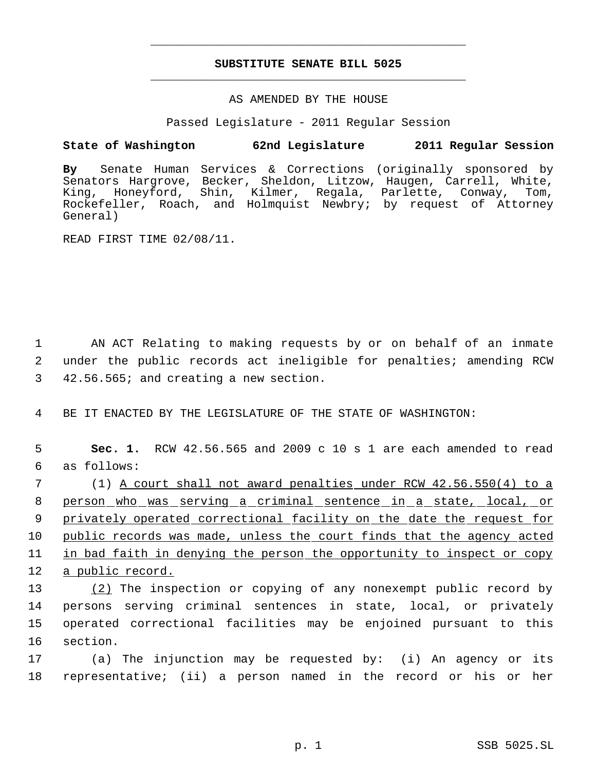# SUBSTITUTE SENATE BILL 5025

AS AMENDED BY THE HOUSE

Passed Legislature - 2011 Regular Session

**State of Washington 62nd Legislature 2011 Regular Session**

**By** Senate Human Services & Corrections (originally sponsored by Senators Hargrove, Becker, Sheldon, Litzow, Haugen, Carrell, White, King, Honeyford, Shin, Kilmer, Regala, Parlette, Conway, Tom, Rockefeller, Roach, and Holmquist Newbry; by request of Attorney General)

READ FIRST TIME 02/08/11.

AN ACT Relating to making requests by or on behalf of an inmate under the public records act ineligible for penalties; amending RCW 42.56.565; and creating a new section.

BE IT ENACTED BY THE LEGISLATURE OF THE STATE OF WASHINGTON:

**Sec. 1.** RCW 42.56.565 and 2009 c 10 s 1 are each amended to read as follows:

(1) <u>A court shall not award penalties under RCW 42.56.550(4) to a person who was serving a criminal sentence in a state, local, or privately operated correctional facility on the date the request for public records was made, unless the court finds that the agency acted in bad faith in denying the person the opportunity to inspect or copy a public record.</u>

<u>(2)</u> The inspection or copying of any nonexempt public record by persons serving criminal sentences in state, local, or privately operated correctional facilities may be enjoined pursuant to this section.

(a) The injunction may be requested by: (i) An agency or its representative; (ii) a person named in the record or his or her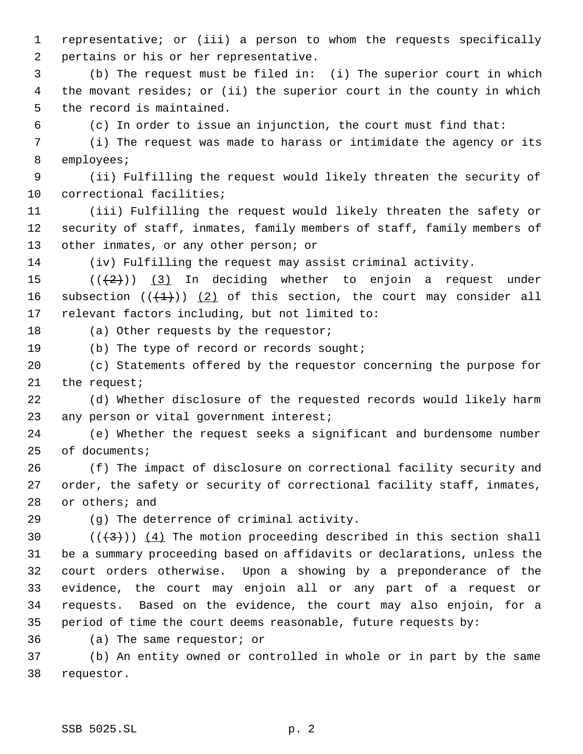representative; or (iii) a person to whom the requests specifically pertains or his or her representative.

(b) The request must be filed in: (i) The superior court in which the movant resides; or (ii) the superior court in the county in which the record is maintained.

(c) In order to issue an injunction, the court must find that:

(i) The request was made to harass or intimidate the agency or its employees;

(ii) Fulfilling the request would likely threaten the security of correctional facilities;

(iii) Fulfilling the request would likely threaten the safety or security of staff, inmates, family members of staff, family members of other inmates, or any other person; or

(iv) Fulfilling the request may assist criminal activity.

((~~(2)~~)) (3) In deciding whether to enjoin a request under subsection ((~~(1)~~)) (2) of this section, the court may consider all relevant factors including, but not limited to:

(a) Other requests by the requestor;

(b) The type of record or records sought;

(c) Statements offered by the requestor concerning the purpose for the request;

(d) Whether disclosure of the requested records would likely harm any person or vital government interest;

(e) Whether the request seeks a significant and burdensome number of documents;

(f) The impact of disclosure on correctional facility security and order, the safety or security of correctional facility staff, inmates, or others; and

(g) The deterrence of criminal activity.

((~~(3)~~)) (4) The motion proceeding described in this section shall be a summary proceeding based on affidavits or declarations, unless the court orders otherwise. Upon a showing by a preponderance of the evidence, the court may enjoin all or any part of a request or requests. Based on the evidence, the court may also enjoin, for a period of time the court deems reasonable, future requests by:

(a) The same requestor; or

(b) An entity owned or controlled in whole or in part by the same requestor.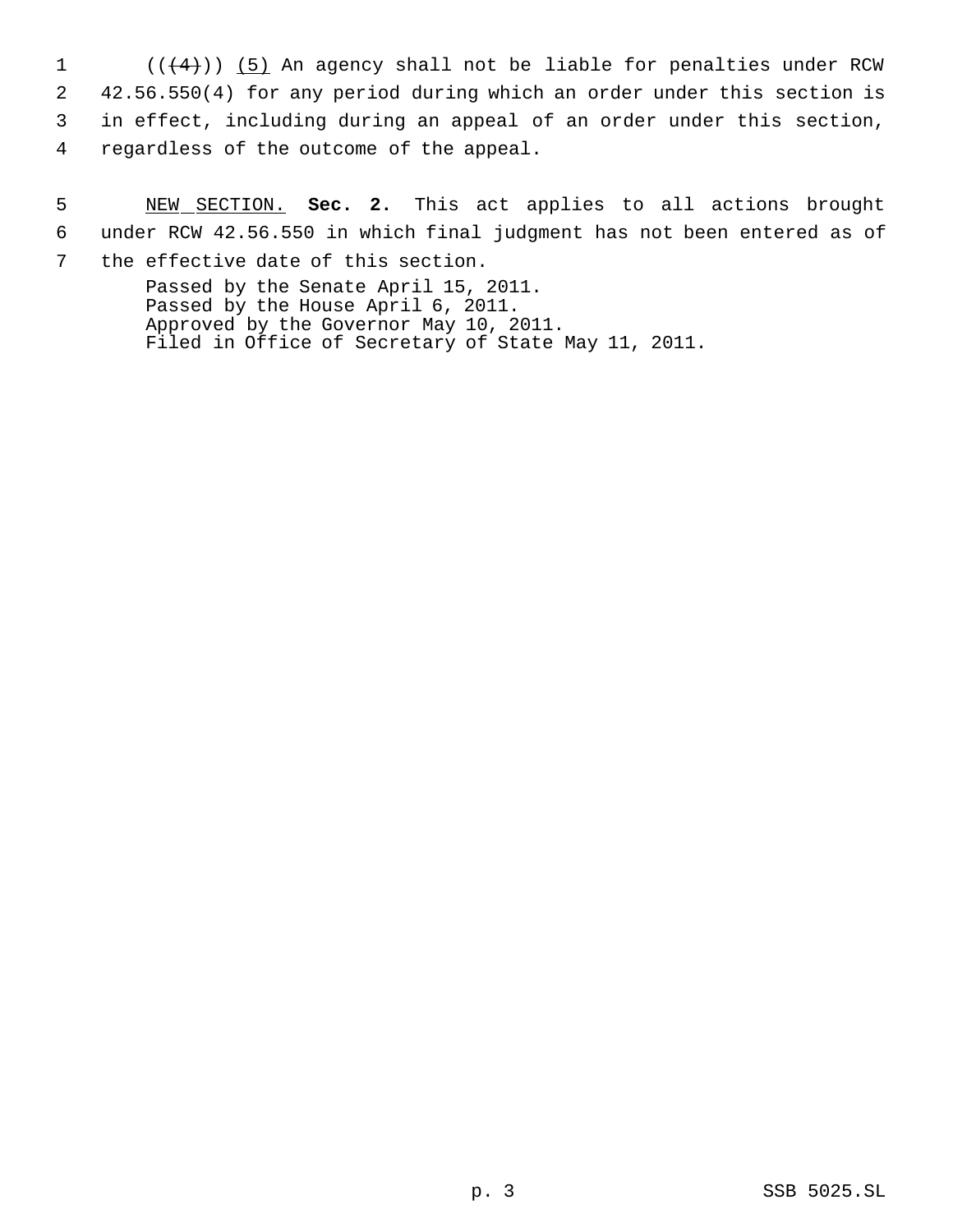((~~(4)~~)) (5) An agency shall not be liable for penalties under RCW 42.56.550(4) for any period during which an order under this section is in effect, including during an appeal of an order under this section, regardless of the outcome of the appeal.

NEW SECTION. **Sec. 2.** This act applies to all actions brought under RCW 42.56.550 in which final judgment has not been entered as of the effective date of this section.

Passed by the Senate April 15, 2011.
Passed by the House April 6, 2011.
Approved by the Governor May 10, 2011.
Filed in Office of Secretary of State May 11, 2011.